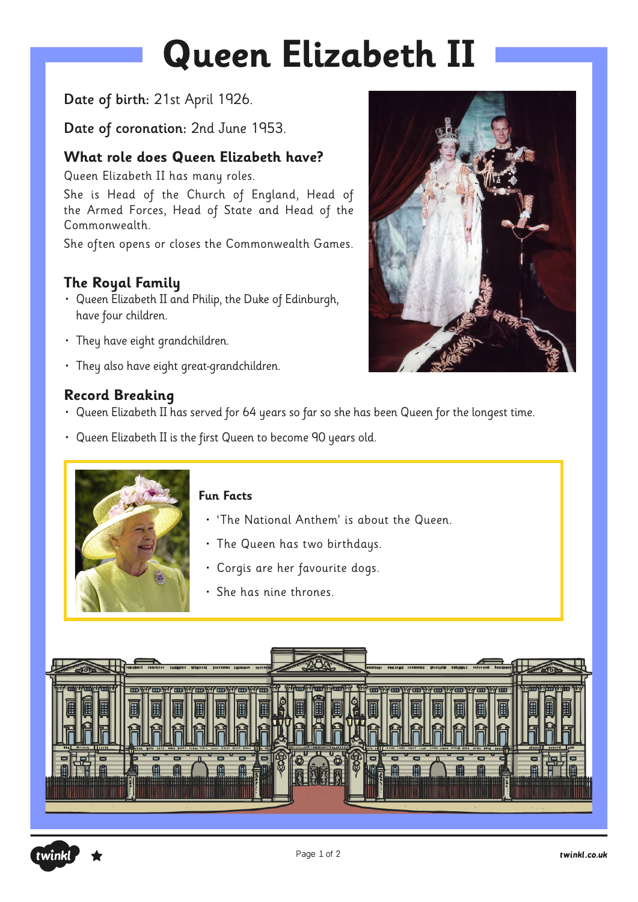# Queen Elizabeth II

**Date of birth:** 21st April 1926.

**Date of coronation:** 2nd June 1953.

### What role does Queen Elizabeth have?

Queen Elizabeth II has many roles.

She is Head of the Church of England, Head of the Armed Forces, Head of State and Head of the Commonwealth.

She often opens or closes the Commonwealth Games.

### The Royal Family

- Queen Elizabeth II and Philip, the Duke of Edinburgh, have four children.
- They have eight grandchildren.
- They also have eight great-grandchildren.

### Record Breaking

- Queen Elizabeth II has served for 64 years so far so she has been Queen for the longest time.
- Queen Elizabeth II is the first Queen to become 90 years old.

**Fun Facts**

- 'The National Anthem' is about the Queen.
- The Queen has two birthdays.
- Corgis are her favourite dogs.
- She has nine thrones.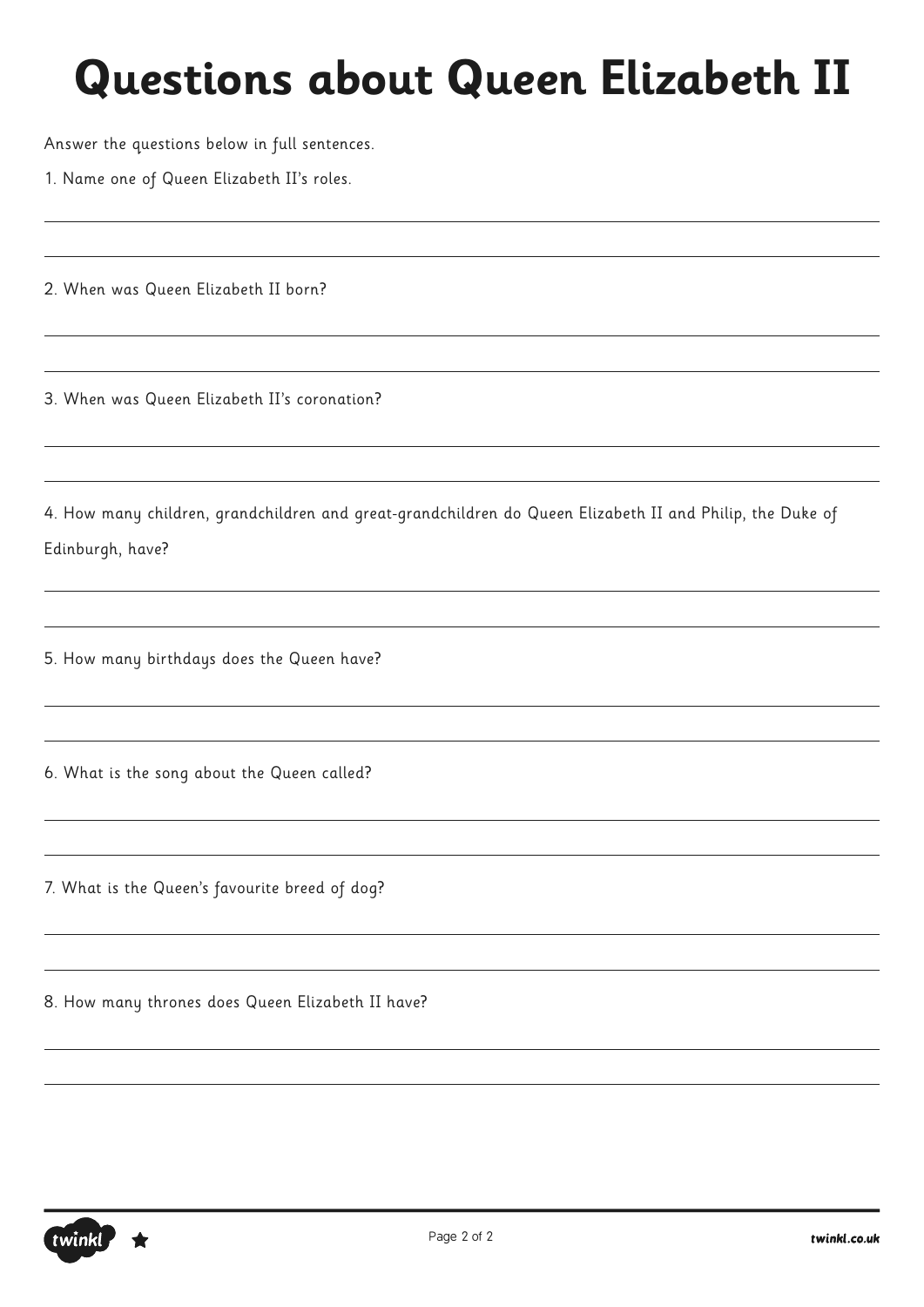# Questions about Queen Elizabeth II

Answer the questions below in full sentences.

1. Name one of Queen Elizabeth II's roles.

2. When was Queen Elizabeth II born?

3. When was Queen Elizabeth II's coronation?

4. How many children, grandchildren and great-grandchildren do Queen Elizabeth II and Philip, the Duke of Edinburgh, have?

5. How many birthdays does the Queen have?

6. What is the song about the Queen called?

7. What is the Queen's favourite breed of dog?

8. How many thrones does Queen Elizabeth II have?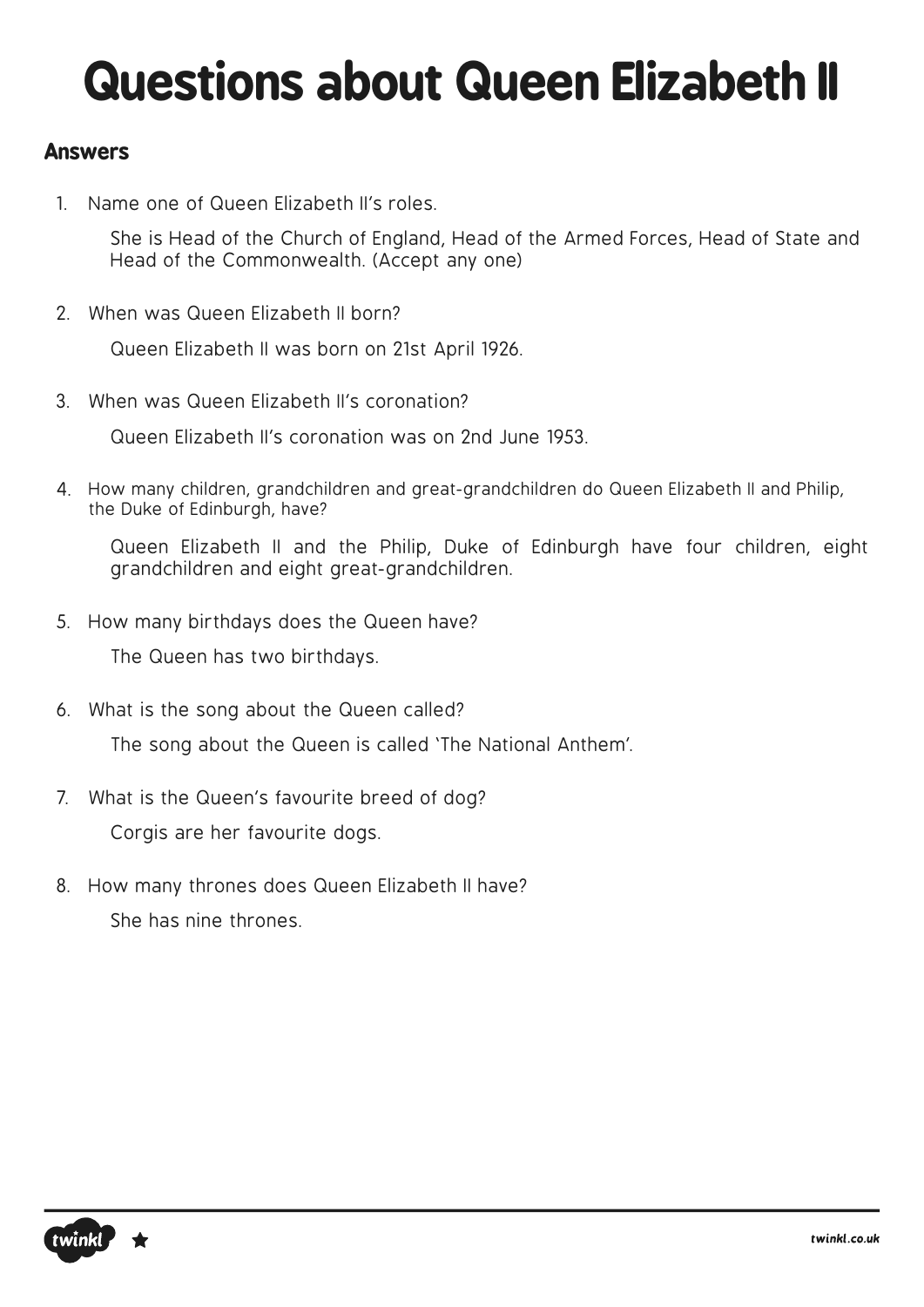# Questions about Queen Elizabeth II

## Answers

1. Name one of Queen Elizabeth II's roles.

   She is Head of the Church of England, Head of the Armed Forces, Head of State and Head of the Commonwealth. (Accept any one)

2. When was Queen Elizabeth II born?

   Queen Elizabeth II was born on 21st April 1926.

3. When was Queen Elizabeth II's coronation?

   Queen Elizabeth II's coronation was on 2nd June 1953.

4. How many children, grandchildren and great-grandchildren do Queen Elizabeth II and Philip, the Duke of Edinburgh, have?

   Queen Elizabeth II and the Philip, Duke of Edinburgh have four children, eight grandchildren and eight great-grandchildren.

5. How many birthdays does the Queen have?

   The Queen has two birthdays.

6. What is the song about the Queen called?

   The song about the Queen is called 'The National Anthem'.

7. What is the Queen's favourite breed of dog?

   Corgis are her favourite dogs.

8. How many thrones does Queen Elizabeth II have?

   She has nine thrones.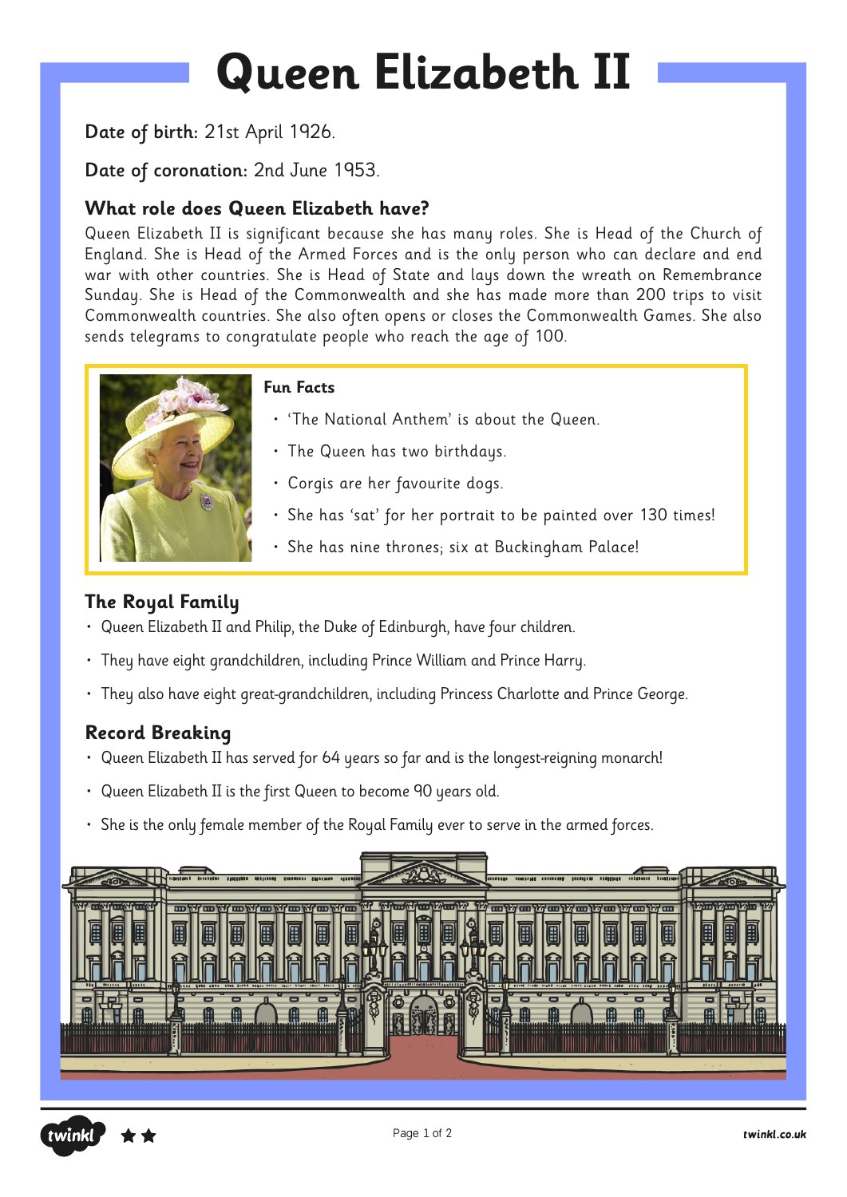# Queen Elizabeth II

**Date of birth:** 21st April 1926.

**Date of coronation:** 2nd June 1953.

### What role does Queen Elizabeth have?

Queen Elizabeth II is significant because she has many roles. She is Head of the Church of England. She is Head of the Armed Forces and is the only person who can declare and end war with other countries. She is Head of State and lays down the wreath on Remembrance Sunday. She is Head of the Commonwealth and she has made more than 200 trips to visit Commonwealth countries. She also often opens or closes the Commonwealth Games. She also sends telegrams to congratulate people who reach the age of 100.

**Fun Facts**

- 'The National Anthem' is about the Queen.
- The Queen has two birthdays.
- Corgis are her favourite dogs.
- She has 'sat' for her portrait to be painted over 130 times!
- She has nine thrones; six at Buckingham Palace!

### The Royal Family

- Queen Elizabeth II and Philip, the Duke of Edinburgh, have four children.
- They have eight grandchildren, including Prince William and Prince Harry.
- They also have eight great-grandchildren, including Princess Charlotte and Prince George.

### Record Breaking

- Queen Elizabeth II has served for 64 years so far and is the longest-reigning monarch!
- Queen Elizabeth II is the first Queen to become 90 years old.
- She is the only female member of the Royal Family ever to serve in the armed forces.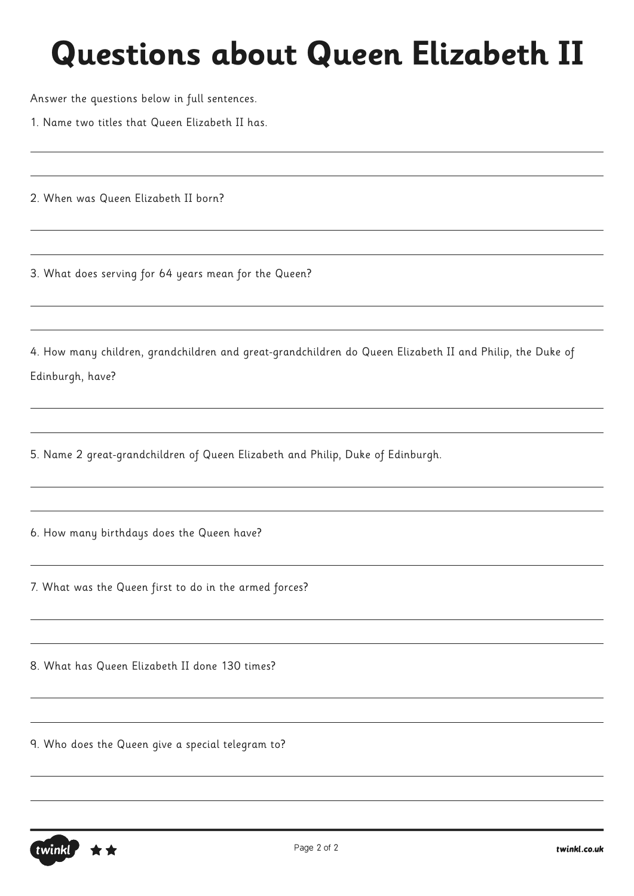# Questions about Queen Elizabeth II

Answer the questions below in full sentences.

1. Name two titles that Queen Elizabeth II has.

2. When was Queen Elizabeth II born?

3. What does serving for 64 years mean for the Queen?

4. How many children, grandchildren and great-grandchildren do Queen Elizabeth II and Philip, the Duke of Edinburgh, have?

5. Name 2 great-grandchildren of Queen Elizabeth and Philip, Duke of Edinburgh.

6. How many birthdays does the Queen have?

7. What was the Queen first to do in the armed forces?

8. What has Queen Elizabeth II done 130 times?

9. Who does the Queen give a special telegram to?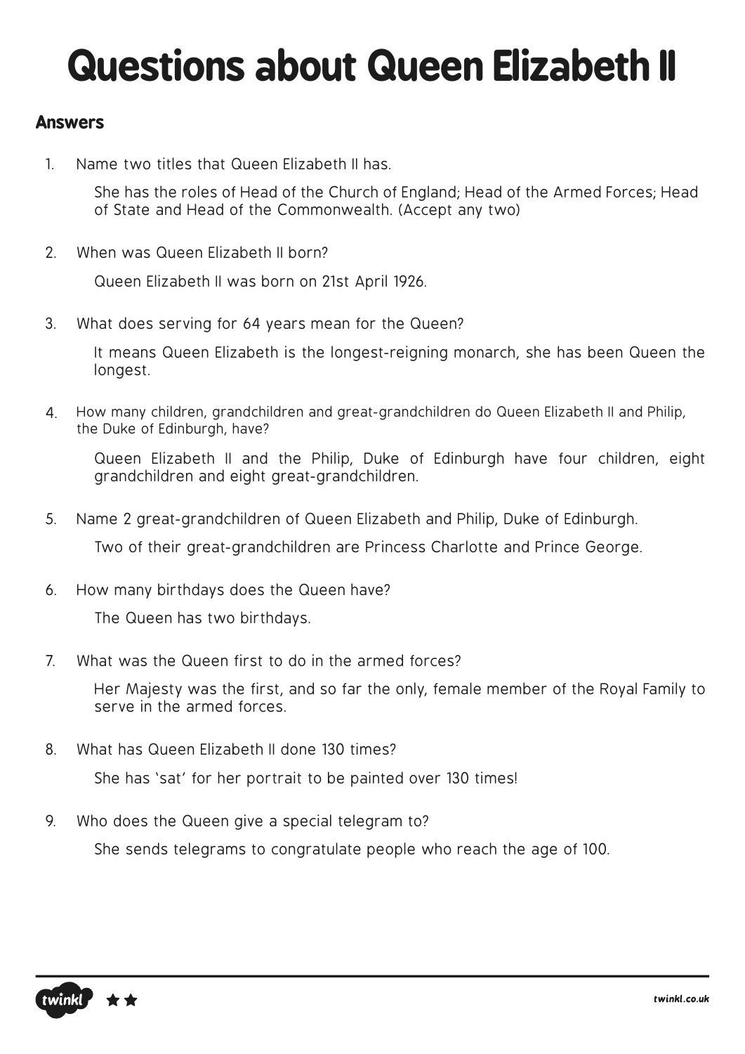# Questions about Queen Elizabeth II

## Answers

1. Name two titles that Queen Elizabeth II has.

   She has the roles of Head of the Church of England; Head of the Armed Forces; Head of State and Head of the Commonwealth. (Accept any two)

2. When was Queen Elizabeth II born?

   Queen Elizabeth II was born on 21st April 1926.

3. What does serving for 64 years mean for the Queen?

   It means Queen Elizabeth is the longest-reigning monarch, she has been Queen the longest.

4. How many children, grandchildren and great-grandchildren do Queen Elizabeth II and Philip, the Duke of Edinburgh, have?

   Queen Elizabeth II and the Philip, Duke of Edinburgh have four children, eight grandchildren and eight great-grandchildren.

5. Name 2 great-grandchildren of Queen Elizabeth and Philip, Duke of Edinburgh.

   Two of their great-grandchildren are Princess Charlotte and Prince George.

6. How many birthdays does the Queen have?

   The Queen has two birthdays.

7. What was the Queen first to do in the armed forces?

   Her Majesty was the first, and so far the only, female member of the Royal Family to serve in the armed forces.

8. What has Queen Elizabeth II done 130 times?

   She has 'sat' for her portrait to be painted over 130 times!

9. Who does the Queen give a special telegram to?

   She sends telegrams to congratulate people who reach the age of 100.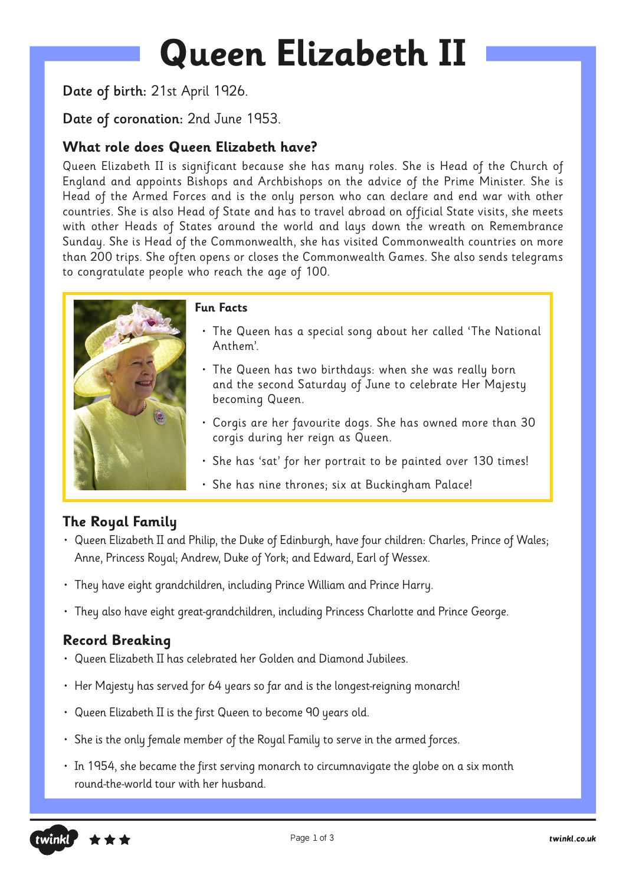# Queen Elizabeth II

**Date of birth:** 21st April 1926.

**Date of coronation:** 2nd June 1953.

### What role does Queen Elizabeth have?

Queen Elizabeth II is significant because she has many roles. She is Head of the Church of England and appoints Bishops and Archbishops on the advice of the Prime Minister. She is Head of the Armed Forces and is the only person who can declare and end war with other countries. She is also Head of State and has to travel abroad on official State visits, she meets with other Heads of States around the world and lays down the wreath on Remembrance Sunday. She is Head of the Commonwealth, she has visited Commonwealth countries on more than 200 trips. She often opens or closes the Commonwealth Games. She also sends telegrams to congratulate people who reach the age of 100.

**Fun Facts**

- The Queen has a special song about her called 'The National Anthem'.
- The Queen has two birthdays: when she was really born and the second Saturday of June to celebrate Her Majesty becoming Queen.
- Corgis are her favourite dogs. She has owned more than 30 corgis during her reign as Queen.
- She has 'sat' for her portrait to be painted over 130 times!
- She has nine thrones; six at Buckingham Palace!

### The Royal Family

- Queen Elizabeth II and Philip, the Duke of Edinburgh, have four children: Charles, Prince of Wales; Anne, Princess Royal; Andrew, Duke of York; and Edward, Earl of Wessex.
- They have eight grandchildren, including Prince William and Prince Harry.
- They also have eight great-grandchildren, including Princess Charlotte and Prince George.

### Record Breaking

- Queen Elizabeth II has celebrated her Golden and Diamond Jubilees.
- Her Majesty has served for 64 years so far and is the longest-reigning monarch!
- Queen Elizabeth II is the first Queen to become 90 years old.
- She is the only female member of the Royal Family to serve in the armed forces.
- In 1954, she became the first serving monarch to circumnavigate the globe on a six month round-the-world tour with her husband.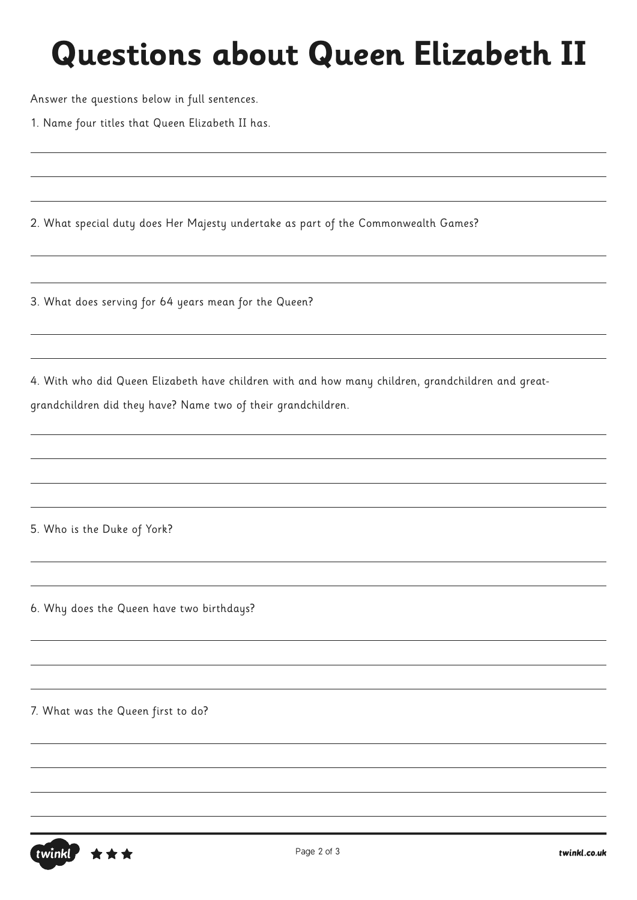# Questions about Queen Elizabeth II

Answer the questions below in full sentences.

1. Name four titles that Queen Elizabeth II has.

2. What special duty does Her Majesty undertake as part of the Commonwealth Games?

3. What does serving for 64 years mean for the Queen?

4. With who did Queen Elizabeth have children with and how many children, grandchildren and great-grandchildren did they have? Name two of their grandchildren.

5. Who is the Duke of York?

6. Why does the Queen have two birthdays?

7. What was the Queen first to do?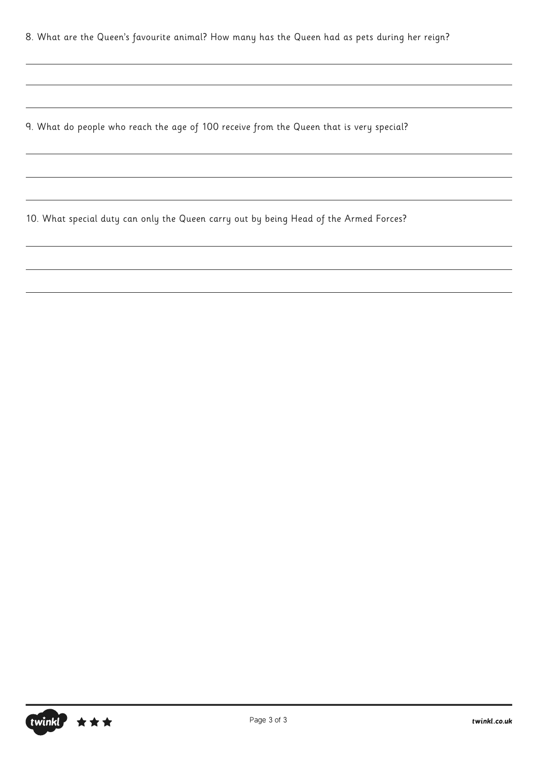8. What are the Queen's favourite animal? How many has the Queen had as pets during her reign?

9. What do people who reach the age of 100 receive from the Queen that is very special?

10. What special duty can only the Queen carry out by being Head of the Armed Forces?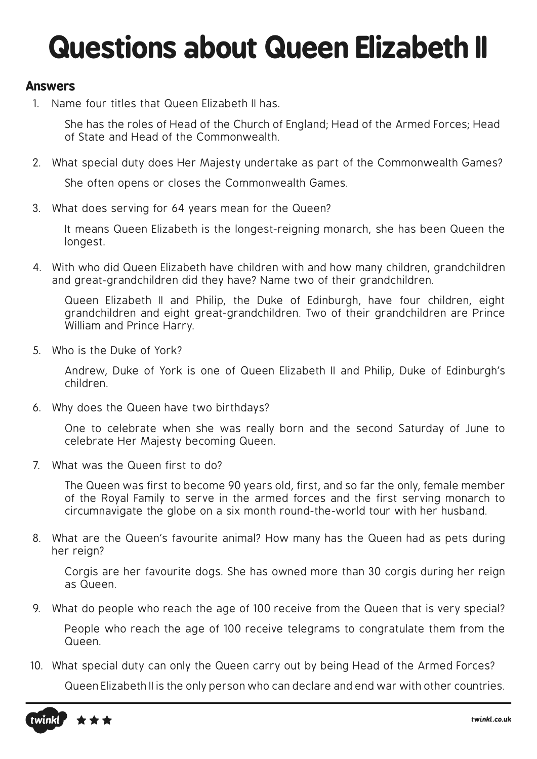# Questions about Queen Elizabeth II

### Answers

1. Name four titles that Queen Elizabeth II has.

   She has the roles of Head of the Church of England; Head of the Armed Forces; Head of State and Head of the Commonwealth.

2. What special duty does Her Majesty undertake as part of the Commonwealth Games?

   She often opens or closes the Commonwealth Games.

3. What does serving for 64 years mean for the Queen?

   It means Queen Elizabeth is the longest-reigning monarch, she has been Queen the longest.

4. With who did Queen Elizabeth have children with and how many children, grandchildren and great-grandchildren did they have? Name two of their grandchildren.

   Queen Elizabeth II and Philip, the Duke of Edinburgh, have four children, eight grandchildren and eight great-grandchildren. Two of their grandchildren are Prince William and Prince Harry.

5. Who is the Duke of York?

   Andrew, Duke of York is one of Queen Elizabeth II and Philip, Duke of Edinburgh's children.

6. Why does the Queen have two birthdays?

   One to celebrate when she was really born and the second Saturday of June to celebrate Her Majesty becoming Queen.

7. What was the Queen first to do?

   The Queen was first to become 90 years old, first, and so far the only, female member of the Royal Family to serve in the armed forces and the first serving monarch to circumnavigate the globe on a six month round-the-world tour with her husband.

8. What are the Queen's favourite animal? How many has the Queen had as pets during her reign?

   Corgis are her favourite dogs. She has owned more than 30 corgis during her reign as Queen.

9. What do people who reach the age of 100 receive from the Queen that is very special?

   People who reach the age of 100 receive telegrams to congratulate them from the Queen.

10. What special duty can only the Queen carry out by being Head of the Armed Forces?

    Queen Elizabeth II is the only person who can declare and end war with other countries.